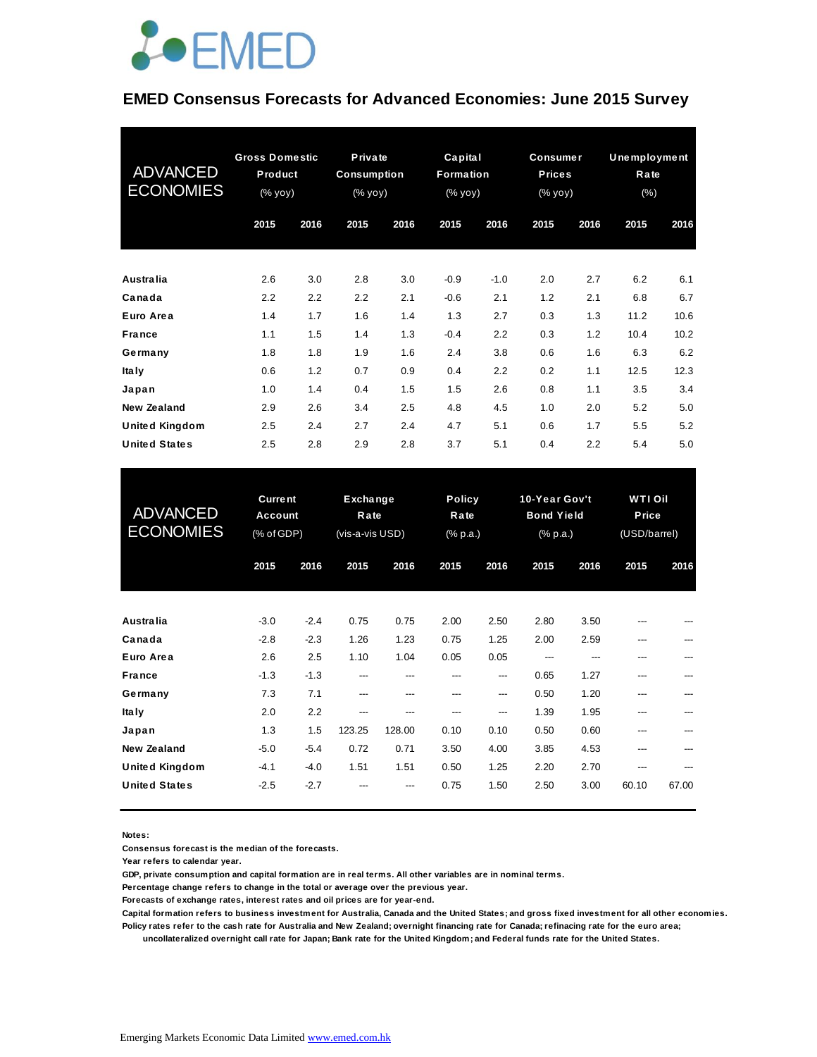EMED

# EMED Consensus Forecasts for Advanced Economies: June 2015 Survey

| ADVANCED ECONOMIES | Gross Domestic Product (% yoy) | | Private Consumption (% yoy) | | Capital Formation (% yoy) | | Consumer Prices (% yoy) | | Unemployment Rate (%) | |
|---|---|---|---|---|---|---|---|---|---|---|
| | 2015 | 2016 | 2015 | 2016 | 2015 | 2016 | 2015 | 2016 | 2015 | 2016 |
| Australia | 2.6 | 3.0 | 2.8 | 3.0 | -0.9 | -1.0 | 2.0 | 2.7 | 6.2 | 6.1 |
| Canada | 2.2 | 2.2 | 2.2 | 2.1 | -0.6 | 2.1 | 1.2 | 2.1 | 6.8 | 6.7 |
| Euro Area | 1.4 | 1.7 | 1.6 | 1.4 | 1.3 | 2.7 | 0.3 | 1.3 | 11.2 | 10.6 |
| France | 1.1 | 1.5 | 1.4 | 1.3 | -0.4 | 2.2 | 0.3 | 1.2 | 10.4 | 10.2 |
| Germany | 1.8 | 1.8 | 1.9 | 1.6 | 2.4 | 3.8 | 0.6 | 1.6 | 6.3 | 6.2 |
| Italy | 0.6 | 1.2 | 0.7 | 0.9 | 0.4 | 2.2 | 0.2 | 1.1 | 12.5 | 12.3 |
| Japan | 1.0 | 1.4 | 0.4 | 1.5 | 1.5 | 2.6 | 0.8 | 1.1 | 3.5 | 3.4 |
| New Zealand | 2.9 | 2.6 | 3.4 | 2.5 | 4.8 | 4.5 | 1.0 | 2.0 | 5.2 | 5.0 |
| United Kingdom | 2.5 | 2.4 | 2.7 | 2.4 | 4.7 | 5.1 | 0.6 | 1.7 | 5.5 | 5.2 |
| United States | 2.5 | 2.8 | 2.9 | 2.8 | 3.7 | 5.1 | 0.4 | 2.2 | 5.4 | 5.0 |

| ADVANCED ECONOMIES | Current Account (% of GDP) | | Exchange Rate (vis-a-vis USD) | | Policy Rate (% p.a.) | | 10-Year Gov't Bond Yield (% p.a.) | | WTI Oil Price (USD/barrel) | |
|---|---|---|---|---|---|---|---|---|---|---|
| | 2015 | 2016 | 2015 | 2016 | 2015 | 2016 | 2015 | 2016 | 2015 | 2016 |
| Australia | -3.0 | -2.4 | 0.75 | 0.75 | 2.00 | 2.50 | 2.80 | 3.50 | --- | --- |
| Canada | -2.8 | -2.3 | 1.26 | 1.23 | 0.75 | 1.25 | 2.00 | 2.59 | --- | --- |
| Euro Area | 2.6 | 2.5 | 1.10 | 1.04 | 0.05 | 0.05 | --- | --- | --- | --- |
| France | -1.3 | -1.3 | --- | --- | --- | --- | 0.65 | 1.27 | --- | --- |
| Germany | 7.3 | 7.1 | --- | --- | --- | --- | 0.50 | 1.20 | --- | --- |
| Italy | 2.0 | 2.2 | --- | --- | --- | --- | 1.39 | 1.95 | --- | --- |
| Japan | 1.3 | 1.5 | 123.25 | 128.00 | 0.10 | 0.10 | 0.50 | 0.60 | --- | --- |
| New Zealand | -5.0 | -5.4 | 0.72 | 0.71 | 3.50 | 4.00 | 3.85 | 4.53 | --- | --- |
| United Kingdom | -4.1 | -4.0 | 1.51 | 1.51 | 0.50 | 1.25 | 2.20 | 2.70 | --- | --- |
| United States | -2.5 | -2.7 | --- | --- | 0.75 | 1.50 | 2.50 | 3.00 | 60.10 | 67.00 |

**Notes:**

Consensus forecast is the median of the forecasts.

Year refers to calendar year.

GDP, private consumption and capital formation are in real terms. All other variables are in nominal terms.

Percentage change refers to change in the total or average over the previous year.

Forecasts of exchange rates, interest rates and oil prices are for year-end.

Capital formation refers to business investment for Australia, Canada and the United States; and gross fixed investment for all other economies.

Policy rates refer to the cash rate for Australia and New Zealand; overnight financing rate for Canada; refinacing rate for the euro area; uncollateralized overnight call rate for Japan; Bank rate for the United Kingdom; and Federal funds rate for the United States.

Emerging Markets Economic Data Limited www.emed.com.hk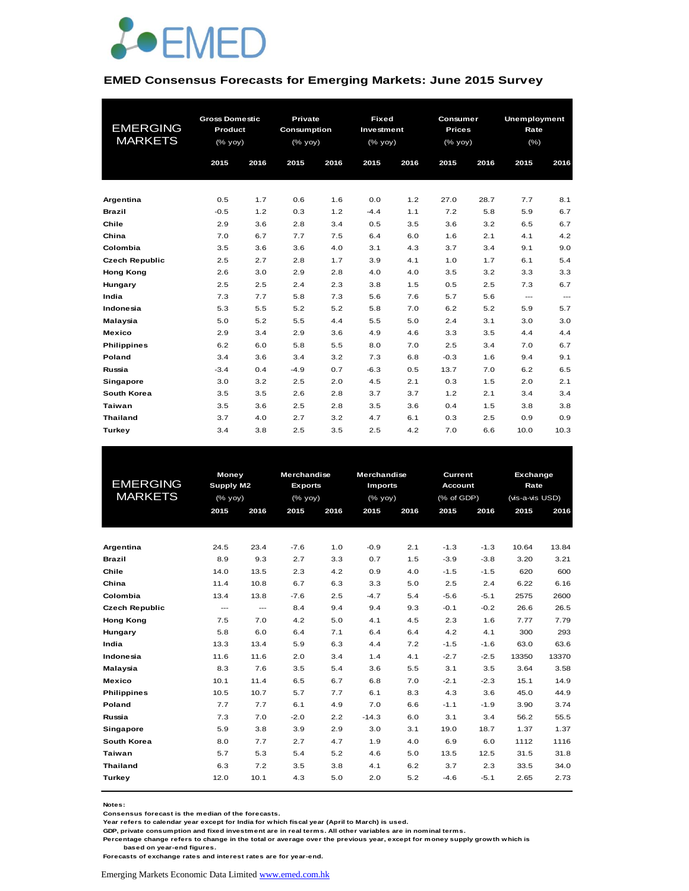EMED

## EMED Consensus Forecasts for Emerging Markets: June 2015 Survey

| EMERGING MARKETS | Gross Domestic Product (% yoy) | | Private Consumption (% yoy) | | Fixed Investment (% yoy) | | Consumer Prices (% yoy) | | Unemployment Rate (%) | |
|---|---|---|---|---|---|---|---|---|---|---|
| | 2015 | 2016 | 2015 | 2016 | 2015 | 2016 | 2015 | 2016 | 2015 | 2016 |
| **Argentina** | 0.5 | 1.7 | 0.6 | 1.6 | 0.0 | 1.2 | 27.0 | 28.7 | 7.7 | 8.1 |
| **Brazil** | -0.5 | 1.2 | 0.3 | 1.2 | -4.4 | 1.1 | 7.2 | 5.8 | 5.9 | 6.7 |
| **Chile** | 2.9 | 3.6 | 2.8 | 3.4 | 0.5 | 3.5 | 3.6 | 3.2 | 6.5 | 6.7 |
| **China** | 7.0 | 6.7 | 7.7 | 7.5 | 6.4 | 6.0 | 1.6 | 2.1 | 4.1 | 4.2 |
| **Colombia** | 3.5 | 3.6 | 3.6 | 4.0 | 3.1 | 4.3 | 3.7 | 3.4 | 9.1 | 9.0 |
| **Czech Republic** | 2.5 | 2.7 | 2.8 | 1.7 | 3.9 | 4.1 | 1.0 | 1.7 | 6.1 | 5.4 |
| **Hong Kong** | 2.6 | 3.0 | 2.9 | 2.8 | 4.0 | 4.0 | 3.5 | 3.2 | 3.3 | 3.3 |
| **Hungary** | 2.5 | 2.5 | 2.4 | 2.3 | 3.8 | 1.5 | 0.5 | 2.5 | 7.3 | 6.7 |
| **India** | 7.3 | 7.7 | 5.8 | 7.3 | 5.6 | 7.6 | 5.7 | 5.6 | --- | --- |
| **Indonesia** | 5.3 | 5.5 | 5.2 | 5.2 | 5.8 | 7.0 | 6.2 | 5.2 | 5.9 | 5.7 |
| **Malaysia** | 5.0 | 5.2 | 5.5 | 4.4 | 5.5 | 5.0 | 2.4 | 3.1 | 3.0 | 3.0 |
| **Mexico** | 2.9 | 3.4 | 2.9 | 3.6 | 4.9 | 4.6 | 3.3 | 3.5 | 4.4 | 4.4 |
| **Philippines** | 6.2 | 6.0 | 5.8 | 5.5 | 8.0 | 7.0 | 2.5 | 3.4 | 7.0 | 6.7 |
| **Poland** | 3.4 | 3.6 | 3.4 | 3.2 | 7.3 | 6.8 | -0.3 | 1.6 | 9.4 | 9.1 |
| **Russia** | -3.4 | 0.4 | -4.9 | 0.7 | -6.3 | 0.5 | 13.7 | 7.0 | 6.2 | 6.5 |
| **Singapore** | 3.0 | 3.2 | 2.5 | 2.0 | 4.5 | 2.1 | 0.3 | 1.5 | 2.0 | 2.1 |
| **South Korea** | 3.5 | 3.5 | 2.6 | 2.8 | 3.7 | 3.7 | 1.2 | 2.1 | 3.4 | 3.4 |
| **Taiwan** | 3.5 | 3.6 | 2.5 | 2.8 | 3.5 | 3.6 | 0.4 | 1.5 | 3.8 | 3.8 |
| **Thailand** | 3.7 | 4.0 | 2.7 | 3.2 | 4.7 | 6.1 | 0.3 | 2.5 | 0.9 | 0.9 |
| **Turkey** | 3.4 | 3.8 | 2.5 | 3.5 | 2.5 | 4.2 | 7.0 | 6.6 | 10.0 | 10.3 |

| EMERGING MARKETS | Money Supply M2 (% yoy) | | Merchandise Exports (% yoy) | | Merchandise Imports (% yoy) | | Current Account (% of GDP) | | Exchange Rate (vis-a-vis USD) | |
|---|---|---|---|---|---|---|---|---|---|---|
| | 2015 | 2016 | 2015 | 2016 | 2015 | 2016 | 2015 | 2016 | 2015 | 2016 |
| **Argentina** | 24.5 | 23.4 | -7.6 | 1.0 | -0.9 | 2.1 | -1.3 | -1.3 | 10.64 | 13.84 |
| **Brazil** | 8.9 | 9.3 | 2.7 | 3.3 | 0.7 | 1.5 | -3.9 | -3.8 | 3.20 | 3.21 |
| **Chile** | 14.0 | 13.5 | 2.3 | 4.2 | 0.9 | 4.0 | -1.5 | -1.5 | 620 | 600 |
| **China** | 11.4 | 10.8 | 6.7 | 6.3 | 3.3 | 5.0 | 2.5 | 2.4 | 6.22 | 6.16 |
| **Colombia** | 13.4 | 13.8 | -7.6 | 2.5 | -4.7 | 5.4 | -5.6 | -5.1 | 2575 | 2600 |
| **Czech Republic** | --- | --- | 8.4 | 9.4 | 9.4 | 9.3 | -0.1 | -0.2 | 26.6 | 26.5 |
| **Hong Kong** | 7.5 | 7.0 | 4.2 | 5.0 | 4.1 | 4.5 | 2.3 | 1.6 | 7.77 | 7.79 |
| **Hungary** | 5.8 | 6.0 | 6.4 | 7.1 | 6.4 | 6.4 | 4.2 | 4.1 | 300 | 293 |
| **India** | 13.3 | 13.4 | 5.9 | 6.3 | 4.4 | 7.2 | -1.5 | -1.6 | 63.0 | 63.6 |
| **Indonesia** | 11.6 | 11.6 | 2.0 | 3.4 | 1.4 | 4.1 | -2.7 | -2.5 | 13350 | 13370 |
| **Malaysia** | 8.3 | 7.6 | 3.5 | 5.4 | 3.6 | 5.5 | 3.1 | 3.5 | 3.64 | 3.58 |
| **Mexico** | 10.1 | 11.4 | 6.5 | 6.7 | 6.8 | 7.0 | -2.1 | -2.3 | 15.1 | 14.9 |
| **Philippines** | 10.5 | 10.7 | 5.7 | 7.7 | 6.1 | 8.3 | 4.3 | 3.6 | 45.0 | 44.9 |
| **Poland** | 7.7 | 7.7 | 6.1 | 4.9 | 7.0 | 6.6 | -1.1 | -1.9 | 3.90 | 3.74 |
| **Russia** | 7.3 | 7.0 | -2.0 | 2.2 | -14.3 | 6.0 | 3.1 | 3.4 | 56.2 | 55.5 |
| **Singapore** | 5.9 | 3.8 | 3.9 | 2.9 | 3.0 | 3.1 | 19.0 | 18.7 | 1.37 | 1.37 |
| **South Korea** | 8.0 | 7.7 | 2.7 | 4.7 | 1.9 | 4.0 | 6.9 | 6.0 | 1112 | 1116 |
| **Taiwan** | 5.7 | 5.3 | 5.4 | 5.2 | 4.6 | 5.0 | 13.5 | 12.5 | 31.5 | 31.8 |
| **Thailand** | 6.3 | 7.2 | 3.5 | 3.8 | 4.1 | 6.2 | 3.7 | 2.3 | 33.5 | 34.0 |
| **Turkey** | 12.0 | 10.1 | 4.3 | 5.0 | 2.0 | 5.2 | -4.6 | -5.1 | 2.65 | 2.73 |

**Notes:**
Consensus forecast is the median of the forecasts.
Year refers to calendar year except for India for which fiscal year (April to March) is used.
GDP, private consumption and fixed investment are in real terms. All other variables are in nominal terms.
Percentage change refers to change in the total or average over the previous year, except for money supply growth which is based on year-end figures.
Forecasts of exchange rates and interest rates are for year-end.

Emerging Markets Economic Data Limited www.emed.com.hk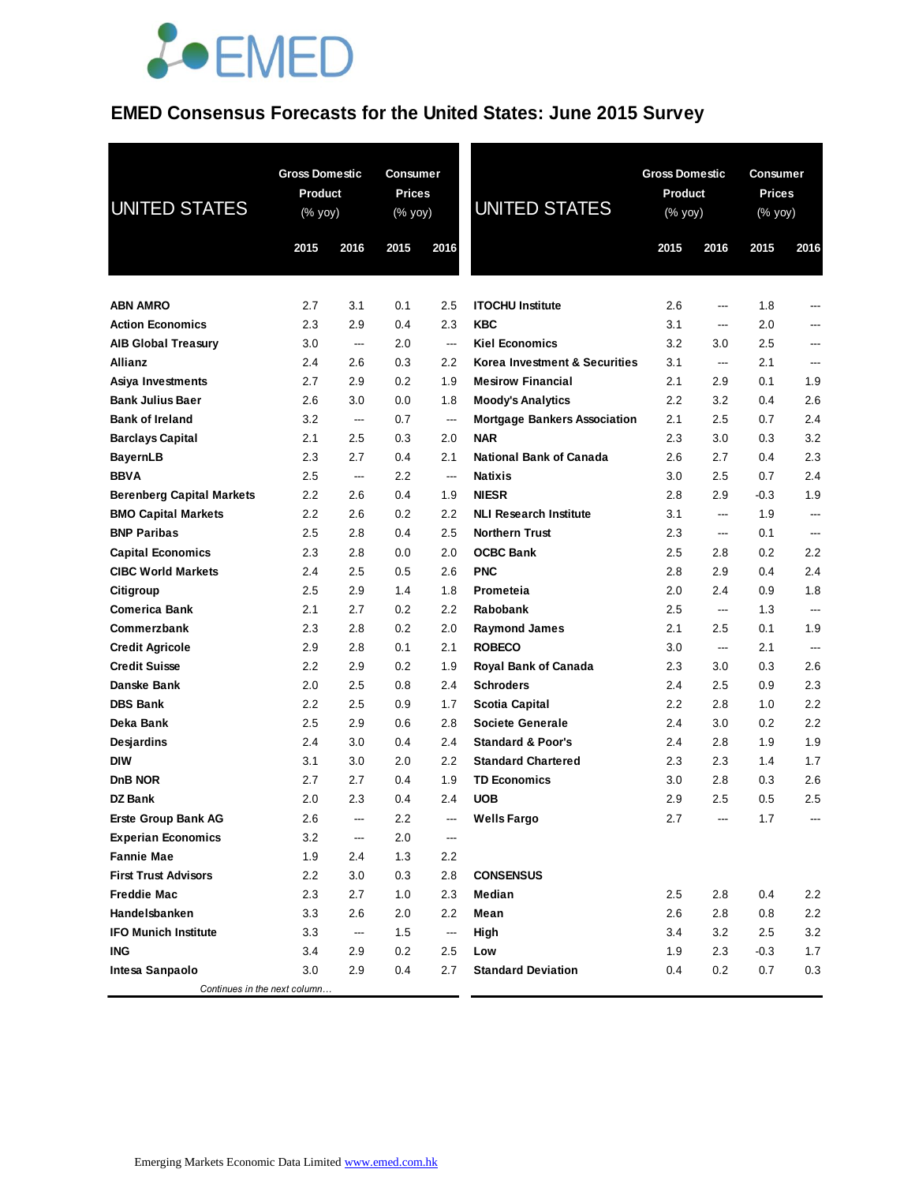# EMED Consensus Forecasts for the United States: June 2015 Survey

| UNITED STATES | Gross Domestic Product (% yoy) | | Consumer Prices (% yoy) | |
|---|---|---|---|---|
| | 2015 | 2016 | 2015 | 2016 |
| ABN AMRO | 2.7 | 3.1 | 0.1 | 2.5 |
| Action Economics | 2.3 | 2.9 | 0.4 | 2.3 |
| AIB Global Treasury | 3.0 | --- | 2.0 | --- |
| Allianz | 2.4 | 2.6 | 0.3 | 2.2 |
| Asiya Investments | 2.7 | 2.9 | 0.2 | 1.9 |
| Bank Julius Baer | 2.6 | 3.0 | 0.0 | 1.8 |
| Bank of Ireland | 3.2 | --- | 0.7 | --- |
| Barclays Capital | 2.1 | 2.5 | 0.3 | 2.0 |
| BayernLB | 2.3 | 2.7 | 0.4 | 2.1 |
| BBVA | 2.5 | --- | 2.2 | --- |
| Berenberg Capital Markets | 2.2 | 2.6 | 0.4 | 1.9 |
| BMO Capital Markets | 2.2 | 2.6 | 0.2 | 2.2 |
| BNP Paribas | 2.5 | 2.8 | 0.4 | 2.5 |
| Capital Economics | 2.3 | 2.8 | 0.0 | 2.0 |
| CIBC World Markets | 2.4 | 2.5 | 0.5 | 2.6 |
| Citigroup | 2.5 | 2.9 | 1.4 | 1.8 |
| Comerica Bank | 2.1 | 2.7 | 0.2 | 2.2 |
| Commerzbank | 2.3 | 2.8 | 0.2 | 2.0 |
| Credit Agricole | 2.9 | 2.8 | 0.1 | 2.1 |
| Credit Suisse | 2.2 | 2.9 | 0.2 | 1.9 |
| Danske Bank | 2.0 | 2.5 | 0.8 | 2.4 |
| DBS Bank | 2.2 | 2.5 | 0.9 | 1.7 |
| Deka Bank | 2.5 | 2.9 | 0.6 | 2.8 |
| Desjardins | 2.4 | 3.0 | 0.4 | 2.4 |
| DIW | 3.1 | 3.0 | 2.0 | 2.2 |
| DnB NOR | 2.7 | 2.7 | 0.4 | 1.9 |
| DZ Bank | 2.0 | 2.3 | 0.4 | 2.4 |
| Erste Group Bank AG | 2.6 | --- | 2.2 | --- |
| Experian Economics | 3.2 | --- | 2.0 | --- |
| Fannie Mae | 1.9 | 2.4 | 1.3 | 2.2 |
| First Trust Advisors | 2.2 | 3.0 | 0.3 | 2.8 |
| Freddie Mac | 2.3 | 2.7 | 1.0 | 2.3 |
| Handelsbanken | 3.3 | 2.6 | 2.0 | 2.2 |
| IFO Munich Institute | 3.3 | --- | 1.5 | --- |
| ING | 3.4 | 2.9 | 0.2 | 2.5 |
| Intesa Sanpaolo | 3.0 | 2.9 | 0.4 | 2.7 |
| ITOCHU Institute | 2.6 | --- | 1.8 | --- |
| KBC | 3.1 | --- | 2.0 | --- |
| Kiel Economics | 3.2 | 3.0 | 2.5 | --- |
| Korea Investment & Securities | 3.1 | --- | 2.1 | --- |
| Mesirow Financial | 2.1 | 2.9 | 0.1 | 1.9 |
| Moody's Analytics | 2.2 | 3.2 | 0.4 | 2.6 |
| Mortgage Bankers Association | 2.1 | 2.5 | 0.7 | 2.4 |
| NAR | 2.3 | 3.0 | 0.3 | 3.2 |
| National Bank of Canada | 2.6 | 2.7 | 0.4 | 2.3 |
| Natixis | 3.0 | 2.5 | 0.7 | 2.4 |
| NIESR | 2.8 | 2.9 | -0.3 | 1.9 |
| NLI Research Institute | 3.1 | --- | 1.9 | --- |
| Northern Trust | 2.3 | --- | 0.1 | --- |
| OCBC Bank | 2.5 | 2.8 | 0.2 | 2.2 |
| PNC | 2.8 | 2.9 | 0.4 | 2.4 |
| Prometeia | 2.0 | 2.4 | 0.9 | 1.8 |
| Rabobank | 2.5 | --- | 1.3 | --- |
| Raymond James | 2.1 | 2.5 | 0.1 | 1.9 |
| ROBECO | 3.0 | --- | 2.1 | --- |
| Royal Bank of Canada | 2.3 | 3.0 | 0.3 | 2.6 |
| Schroders | 2.4 | 2.5 | 0.9 | 2.3 |
| Scotia Capital | 2.2 | 2.8 | 1.0 | 2.2 |
| Societe Generale | 2.4 | 3.0 | 0.2 | 2.2 |
| Standard & Poor's | 2.4 | 2.8 | 1.9 | 1.9 |
| Standard Chartered | 2.3 | 2.3 | 1.4 | 1.7 |
| TD Economics | 3.0 | 2.8 | 0.3 | 2.6 |
| UOB | 2.9 | 2.5 | 0.5 | 2.5 |
| Wells Fargo | 2.7 | --- | 1.7 | --- |
| **CONSENSUS** | | | | |
| Median | 2.5 | 2.8 | 0.4 | 2.2 |
| Mean | 2.6 | 2.8 | 0.8 | 2.2 |
| High | 3.4 | 3.2 | 2.5 | 3.2 |
| Low | 1.9 | 2.3 | -0.3 | 1.7 |
| Standard Deviation | 0.4 | 0.2 | 0.7 | 0.3 |

*Continues in the next column…*

Emerging Markets Economic Data Limited www.emed.com.hk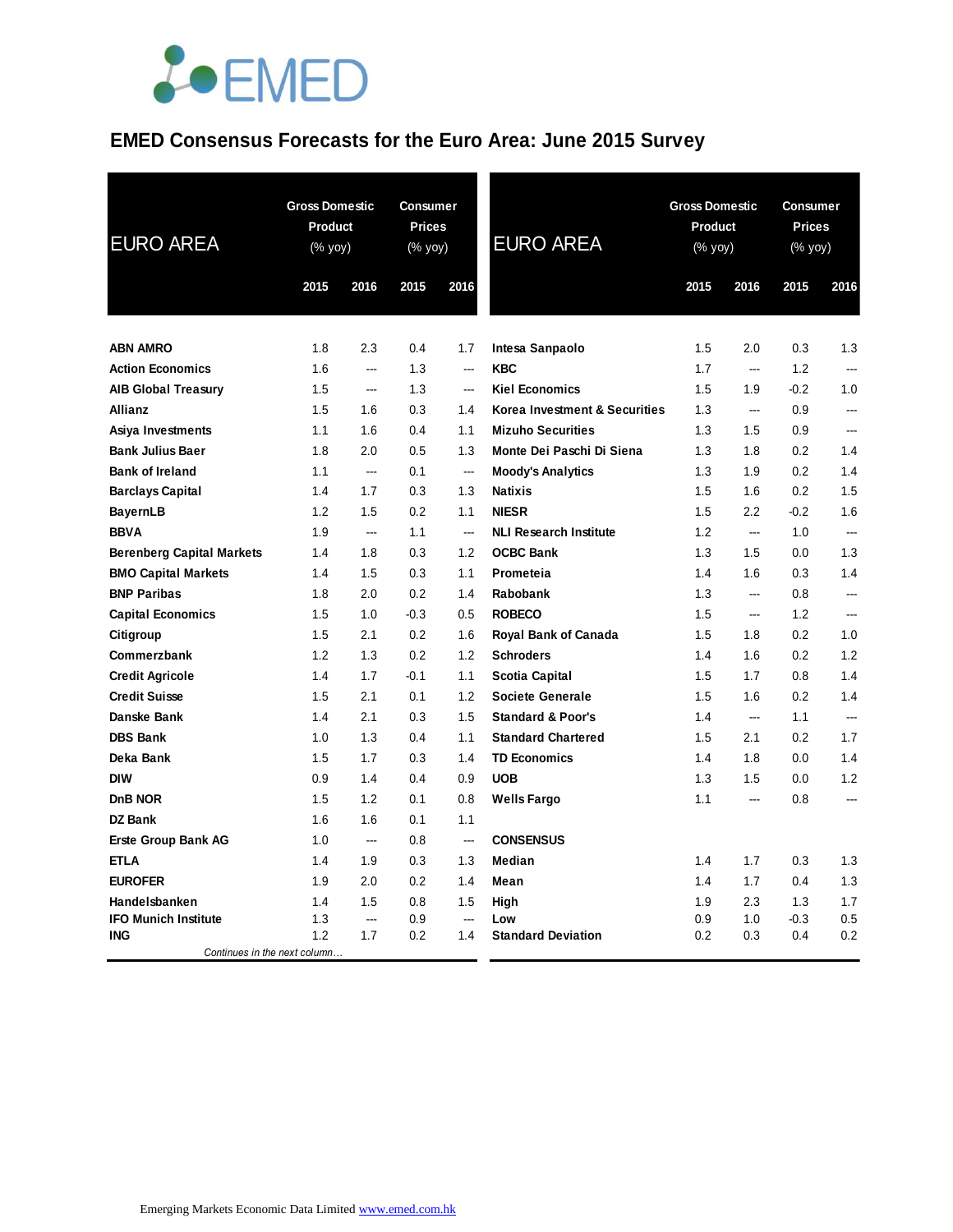# EMED Consensus Forecasts for the Euro Area: June 2015 Survey

| EURO AREA | Gross Domestic Product (% yoy) | | Consumer Prices (% yoy) | |
|---|---|---|---|---|
| | 2015 | 2016 | 2015 | 2016 |
| **ABN AMRO** | 1.8 | 2.3 | 0.4 | 1.7 |
| **Action Economics** | 1.6 | --- | 1.3 | --- |
| **AIB Global Treasury** | 1.5 | --- | 1.3 | --- |
| **Allianz** | 1.5 | 1.6 | 0.3 | 1.4 |
| **Asiya Investments** | 1.1 | 1.6 | 0.4 | 1.1 |
| **Bank Julius Baer** | 1.8 | 2.0 | 0.5 | 1.3 |
| **Bank of Ireland** | 1.1 | --- | 0.1 | --- |
| **Barclays Capital** | 1.4 | 1.7 | 0.3 | 1.3 |
| **BayernLB** | 1.2 | 1.5 | 0.2 | 1.1 |
| **BBVA** | 1.9 | --- | 1.1 | --- |
| **Berenberg Capital Markets** | 1.4 | 1.8 | 0.3 | 1.2 |
| **BMO Capital Markets** | 1.4 | 1.5 | 0.3 | 1.1 |
| **BNP Paribas** | 1.8 | 2.0 | 0.2 | 1.4 |
| **Capital Economics** | 1.5 | 1.0 | -0.3 | 0.5 |
| **Citigroup** | 1.5 | 2.1 | 0.2 | 1.6 |
| **Commerzbank** | 1.2 | 1.3 | 0.2 | 1.2 |
| **Credit Agricole** | 1.4 | 1.7 | -0.1 | 1.1 |
| **Credit Suisse** | 1.5 | 2.1 | 0.1 | 1.2 |
| **Danske Bank** | 1.4 | 2.1 | 0.3 | 1.5 |
| **DBS Bank** | 1.0 | 1.3 | 0.4 | 1.1 |
| **Deka Bank** | 1.5 | 1.7 | 0.3 | 1.4 |
| **DIW** | 0.9 | 1.4 | 0.4 | 0.9 |
| **DnB NOR** | 1.5 | 1.2 | 0.1 | 0.8 |
| **DZ Bank** | 1.6 | 1.6 | 0.1 | 1.1 |
| **Erste Group Bank AG** | 1.0 | --- | 0.8 | --- |
| **ETLA** | 1.4 | 1.9 | 0.3 | 1.3 |
| **EUROFER** | 1.9 | 2.0 | 0.2 | 1.4 |
| **Handelsbanken** | 1.4 | 1.5 | 0.8 | 1.5 |
| **IFO Munich Institute** | 1.3 | --- | 0.9 | --- |
| **ING** | 1.2 | 1.7 | 0.2 | 1.4 |
| **Intesa Sanpaolo** | 1.5 | 2.0 | 0.3 | 1.3 |
| **KBC** | 1.7 | --- | 1.2 | --- |
| **Kiel Economics** | 1.5 | 1.9 | -0.2 | 1.0 |
| **Korea Investment & Securities** | 1.3 | --- | 0.9 | --- |
| **Mizuho Securities** | 1.3 | 1.5 | 0.9 | --- |
| **Monte Dei Paschi Di Siena** | 1.3 | 1.8 | 0.2 | 1.4 |
| **Moody's Analytics** | 1.3 | 1.9 | 0.2 | 1.4 |
| **Natixis** | 1.5 | 1.6 | 0.2 | 1.5 |
| **NIESR** | 1.5 | 2.2 | -0.2 | 1.6 |
| **NLI Research Institute** | 1.2 | --- | 1.0 | --- |
| **OCBC Bank** | 1.3 | 1.5 | 0.0 | 1.3 |
| **Prometeia** | 1.4 | 1.6 | 0.3 | 1.4 |
| **Rabobank** | 1.3 | --- | 0.8 | --- |
| **ROBECO** | 1.5 | --- | 1.2 | --- |
| **Royal Bank of Canada** | 1.5 | 1.8 | 0.2 | 1.0 |
| **Schroders** | 1.4 | 1.6 | 0.2 | 1.2 |
| **Scotia Capital** | 1.5 | 1.7 | 0.8 | 1.4 |
| **Societe Generale** | 1.5 | 1.6 | 0.2 | 1.4 |
| **Standard & Poor's** | 1.4 | --- | 1.1 | --- |
| **Standard Chartered** | 1.5 | 2.1 | 0.2 | 1.7 |
| **TD Economics** | 1.4 | 1.8 | 0.0 | 1.4 |
| **UOB** | 1.3 | 1.5 | 0.0 | 1.2 |
| **Wells Fargo** | 1.1 | --- | 0.8 | --- |
| **CONSENSUS** | | | | |
| **Median** | 1.4 | 1.7 | 0.3 | 1.3 |
| **Mean** | 1.4 | 1.7 | 0.4 | 1.3 |
| **High** | 1.9 | 2.3 | 1.3 | 1.7 |
| **Low** | 0.9 | 1.0 | -0.3 | 0.5 |
| **Standard Deviation** | 0.2 | 0.3 | 0.4 | 0.2 |

Emerging Markets Economic Data Limited www.emed.com.hk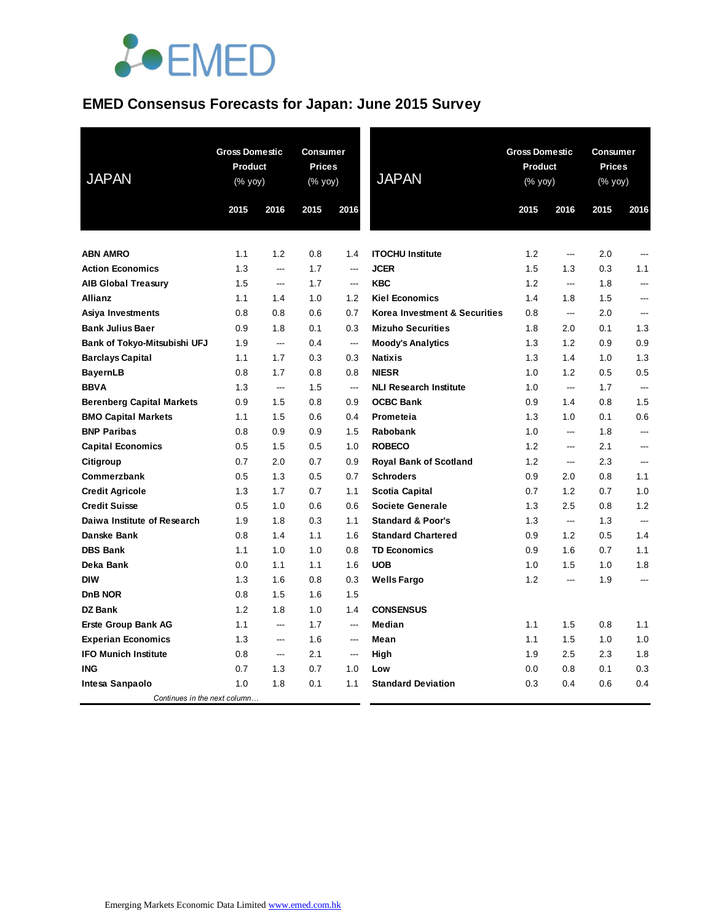# EMED Consensus Forecasts for Japan: June 2015 Survey

| JAPAN | Gross Domestic Product (% yoy) | | Consumer Prices (% yoy) | |
|---|---|---|---|---|
| | 2015 | 2016 | 2015 | 2016 |
| **ABN AMRO** | 1.1 | 1.2 | 0.8 | 1.4 |
| **Action Economics** | 1.3 | --- | 1.7 | --- |
| **AIB Global Treasury** | 1.5 | --- | 1.7 | --- |
| **Allianz** | 1.1 | 1.4 | 1.0 | 1.2 |
| **Asiya Investments** | 0.8 | 0.8 | 0.6 | 0.7 |
| **Bank Julius Baer** | 0.9 | 1.8 | 0.1 | 0.3 |
| **Bank of Tokyo-Mitsubishi UFJ** | 1.9 | --- | 0.4 | --- |
| **Barclays Capital** | 1.1 | 1.7 | 0.3 | 0.3 |
| **BayernLB** | 0.8 | 1.7 | 0.8 | 0.8 |
| **BBVA** | 1.3 | --- | 1.5 | --- |
| **Berenberg Capital Markets** | 0.9 | 1.5 | 0.8 | 0.9 |
| **BMO Capital Markets** | 1.1 | 1.5 | 0.6 | 0.4 |
| **BNP Paribas** | 0.8 | 0.9 | 0.9 | 1.5 |
| **Capital Economics** | 0.5 | 1.5 | 0.5 | 1.0 |
| **Citigroup** | 0.7 | 2.0 | 0.7 | 0.9 |
| **Commerzbank** | 0.5 | 1.3 | 0.5 | 0.7 |
| **Credit Agricole** | 1.3 | 1.7 | 0.7 | 1.1 |
| **Credit Suisse** | 0.5 | 1.0 | 0.6 | 0.6 |
| **Daiwa Institute of Research** | 1.9 | 1.8 | 0.3 | 1.1 |
| **Danske Bank** | 0.8 | 1.4 | 1.1 | 1.6 |
| **DBS Bank** | 1.1 | 1.0 | 1.0 | 0.8 |
| **Deka Bank** | 0.0 | 1.1 | 1.1 | 1.6 |
| **DIW** | 1.3 | 1.6 | 0.8 | 0.3 |
| **DnB NOR** | 0.8 | 1.5 | 1.6 | 1.5 |
| **DZ Bank** | 1.2 | 1.8 | 1.0 | 1.4 |
| **Erste Group Bank AG** | 1.1 | --- | 1.7 | --- |
| **Experian Economics** | 1.3 | --- | 1.6 | --- |
| **IFO Munich Institute** | 0.8 | --- | 2.1 | --- |
| **ING** | 0.7 | 1.3 | 0.7 | 1.0 |
| **Intesa Sanpaolo** | 1.0 | 1.8 | 0.1 | 1.1 |
| **ITOCHU Institute** | 1.2 | --- | 2.0 | --- |
| **JCER** | 1.5 | 1.3 | 0.3 | 1.1 |
| **KBC** | 1.2 | --- | 1.8 | --- |
| **Kiel Economics** | 1.4 | 1.8 | 1.5 | --- |
| **Korea Investment & Securities** | 0.8 | --- | 2.0 | --- |
| **Mizuho Securities** | 1.8 | 2.0 | 0.1 | 1.3 |
| **Moody's Analytics** | 1.3 | 1.2 | 0.9 | 0.9 |
| **Natixis** | 1.3 | 1.4 | 1.0 | 1.3 |
| **NIESR** | 1.0 | 1.2 | 0.5 | 0.5 |
| **NLI Research Institute** | 1.0 | --- | 1.7 | --- |
| **OCBC Bank** | 0.9 | 1.4 | 0.8 | 1.5 |
| **Prometeia** | 1.3 | 1.0 | 0.1 | 0.6 |
| **Rabobank** | 1.0 | --- | 1.8 | --- |
| **ROBECO** | 1.2 | --- | 2.1 | --- |
| **Royal Bank of Scotland** | 1.2 | --- | 2.3 | --- |
| **Schroders** | 0.9 | 2.0 | 0.8 | 1.1 |
| **Scotia Capital** | 0.7 | 1.2 | 0.7 | 1.0 |
| **Societe Generale** | 1.3 | 2.5 | 0.8 | 1.2 |
| **Standard & Poor's** | 1.3 | --- | 1.3 | --- |
| **Standard Chartered** | 0.9 | 1.2 | 0.5 | 1.4 |
| **TD Economics** | 0.9 | 1.6 | 0.7 | 1.1 |
| **UOB** | 1.0 | 1.5 | 1.0 | 1.8 |
| **Wells Fargo** | 1.2 | --- | 1.9 | --- |
| **CONSENSUS** | | | | |
| **Median** | 1.1 | 1.5 | 0.8 | 1.1 |
| **Mean** | 1.1 | 1.5 | 1.0 | 1.0 |
| **High** | 1.9 | 2.5 | 2.3 | 1.8 |
| **Low** | 0.0 | 0.8 | 0.1 | 0.3 |
| **Standard Deviation** | 0.3 | 0.4 | 0.6 | 0.4 |

Emerging Markets Economic Data Limited www.emed.com.hk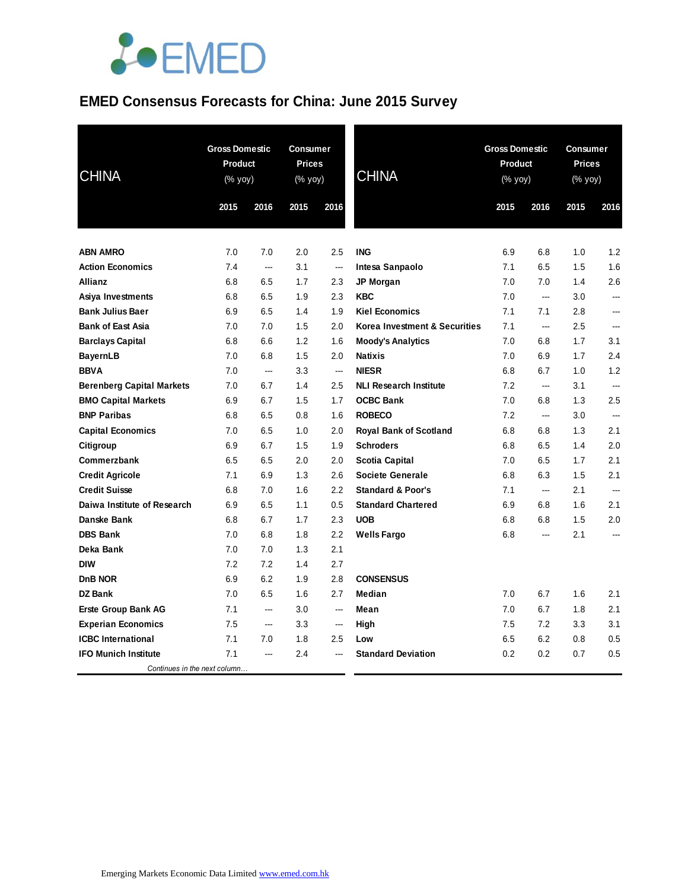# EMED Consensus Forecasts for China: June 2015 Survey

| CHINA | Gross Domestic Product (% yoy) | | Consumer Prices (% yoy) | |
|---|---|---|---|---|
| | 2015 | 2016 | 2015 | 2016 |
| **ABN AMRO** | 7.0 | 7.0 | 2.0 | 2.5 |
| **Action Economics** | 7.4 | --- | 3.1 | --- |
| **Allianz** | 6.8 | 6.5 | 1.7 | 2.3 |
| **Asiya Investments** | 6.8 | 6.5 | 1.9 | 2.3 |
| **Bank Julius Baer** | 6.9 | 6.5 | 1.4 | 1.9 |
| **Bank of East Asia** | 7.0 | 7.0 | 1.5 | 2.0 |
| **Barclays Capital** | 6.8 | 6.6 | 1.2 | 1.6 |
| **BayernLB** | 7.0 | 6.8 | 1.5 | 2.0 |
| **BBVA** | 7.0 | --- | 3.3 | --- |
| **Berenberg Capital Markets** | 7.0 | 6.7 | 1.4 | 2.5 |
| **BMO Capital Markets** | 6.9 | 6.7 | 1.5 | 1.7 |
| **BNP Paribas** | 6.8 | 6.5 | 0.8 | 1.6 |
| **Capital Economics** | 7.0 | 6.5 | 1.0 | 2.0 |
| **Citigroup** | 6.9 | 6.7 | 1.5 | 1.9 |
| **Commerzbank** | 6.5 | 6.5 | 2.0 | 2.0 |
| **Credit Agricole** | 7.1 | 6.9 | 1.3 | 2.6 |
| **Credit Suisse** | 6.8 | 7.0 | 1.6 | 2.2 |
| **Daiwa Institute of Research** | 6.9 | 6.5 | 1.1 | 0.5 |
| **Danske Bank** | 6.8 | 6.7 | 1.7 | 2.3 |
| **DBS Bank** | 7.0 | 6.8 | 1.8 | 2.2 |
| **Deka Bank** | 7.0 | 7.0 | 1.3 | 2.1 |
| **DIW** | 7.2 | 7.2 | 1.4 | 2.7 |
| **DnB NOR** | 6.9 | 6.2 | 1.9 | 2.8 |
| **DZ Bank** | 7.0 | 6.5 | 1.6 | 2.7 |
| **Erste Group Bank AG** | 7.1 | --- | 3.0 | --- |
| **Experian Economics** | 7.5 | --- | 3.3 | --- |
| **ICBC International** | 7.1 | 7.0 | 1.8 | 2.5 |
| **IFO Munich Institute** | 7.1 | --- | 2.4 | --- |
| **ING** | 6.9 | 6.8 | 1.0 | 1.2 |
| **Intesa Sanpaolo** | 7.1 | 6.5 | 1.5 | 1.6 |
| **JP Morgan** | 7.0 | 7.0 | 1.4 | 2.6 |
| **KBC** | 7.0 | --- | 3.0 | --- |
| **Kiel Economics** | 7.1 | 7.1 | 2.8 | --- |
| **Korea Investment & Securities** | 7.1 | --- | 2.5 | --- |
| **Moody's Analytics** | 7.0 | 6.8 | 1.7 | 3.1 |
| **Natixis** | 7.0 | 6.9 | 1.7 | 2.4 |
| **NIESR** | 6.8 | 6.7 | 1.0 | 1.2 |
| **NLI Research Institute** | 7.2 | --- | 3.1 | --- |
| **OCBC Bank** | 7.0 | 6.8 | 1.3 | 2.5 |
| **ROBECO** | 7.2 | --- | 3.0 | --- |
| **Royal Bank of Scotland** | 6.8 | 6.8 | 1.3 | 2.1 |
| **Schroders** | 6.8 | 6.5 | 1.4 | 2.0 |
| **Scotia Capital** | 7.0 | 6.5 | 1.7 | 2.1 |
| **Societe Generale** | 6.8 | 6.3 | 1.5 | 2.1 |
| **Standard & Poor's** | 7.1 | --- | 2.1 | --- |
| **Standard Chartered** | 6.9 | 6.8 | 1.6 | 2.1 |
| **UOB** | 6.8 | 6.8 | 1.5 | 2.0 |
| **Wells Fargo** | 6.8 | --- | 2.1 | --- |
| **CONSENSUS** | | | | |
| **Median** | 7.0 | 6.7 | 1.6 | 2.1 |
| **Mean** | 7.0 | 6.7 | 1.8 | 2.1 |
| **High** | 7.5 | 7.2 | 3.3 | 3.1 |
| **Low** | 6.5 | 6.2 | 0.8 | 0.5 |
| **Standard Deviation** | 0.2 | 0.2 | 0.7 | 0.5 |

Emerging Markets Economic Data Limited www.emed.com.hk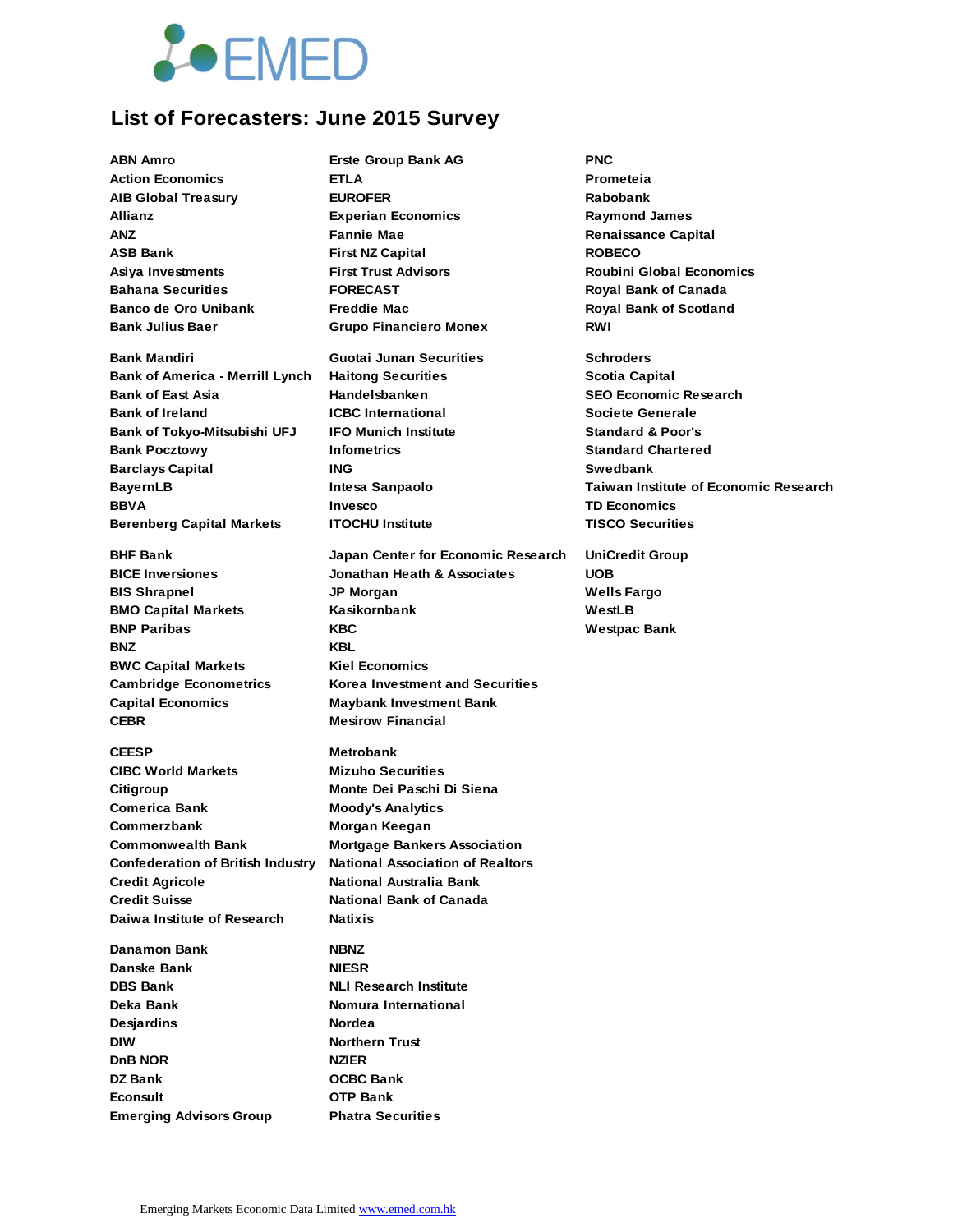# List of Forecasters: June 2015 Survey

ABN Amro
Action Economics
AIB Global Treasury
Allianz
ANZ
ASB Bank
Asiya Investments
Bahana Securities
Banco de Oro Unibank
Bank Julius Baer

Bank Mandiri
Bank of America - Merrill Lynch
Bank of East Asia
Bank of Ireland
Bank of Tokyo-Mitsubishi UFJ
Bank Pocztowy
Barclays Capital
BayernLB
BBVA
Berenberg Capital Markets

BHF Bank
BICE Inversiones
BIS Shrapnel
BMO Capital Markets
BNP Paribas
BNZ
BWC Capital Markets
Cambridge Econometrics
Capital Economics
CEBR

CEESP
CIBC World Markets
Citigroup
Comerica Bank
Commerzbank
Commonwealth Bank
Confederation of British Industry
Credit Agricole
Credit Suisse
Daiwa Institute of Research

Danamon Bank
Danske Bank
DBS Bank
Deka Bank
Desjardins
DIW
DnB NOR
DZ Bank
Econsult
Emerging Advisors Group

Erste Group Bank AG
ETLA
EUROFER
Experian Economics
Fannie Mae
First NZ Capital
First Trust Advisors
FORECAST
Freddie Mac
Grupo Financiero Monex

Guotai Junan Securities
Haitong Securities
Handelsbanken
ICBC International
IFO Munich Institute
Infometrics
ING
Intesa Sanpaolo
Invesco
ITOCHU Institute

Japan Center for Economic Research
Jonathan Heath & Associates
JP Morgan
Kasikornbank
KBC
KBL
Kiel Economics
Korea Investment and Securities
Maybank Investment Bank
Mesirow Financial

Metrobank
Mizuho Securities
Monte Dei Paschi Di Siena
Moody's Analytics
Morgan Keegan
Mortgage Bankers Association
National Association of Realtors
National Australia Bank
National Bank of Canada
Natixis

NBNZ
NIESR
NLI Research Institute
Nomura International
Nordea
Northern Trust
NZIER
OCBC Bank
OTP Bank
Phatra Securities

PNC
Prometeia
Rabobank
Raymond James
Renaissance Capital
ROBECO
Roubini Global Economics
Royal Bank of Canada
Royal Bank of Scotland
RWI

Schroders
Scotia Capital
SEO Economic Research
Societe Generale
Standard & Poor's
Standard Chartered
Swedbank
Taiwan Institute of Economic Research
TD Economics
TISCO Securities

UniCredit Group
UOB
Wells Fargo
WestLB
Westpac Bank

Emerging Markets Economic Data Limited www.emed.com.hk